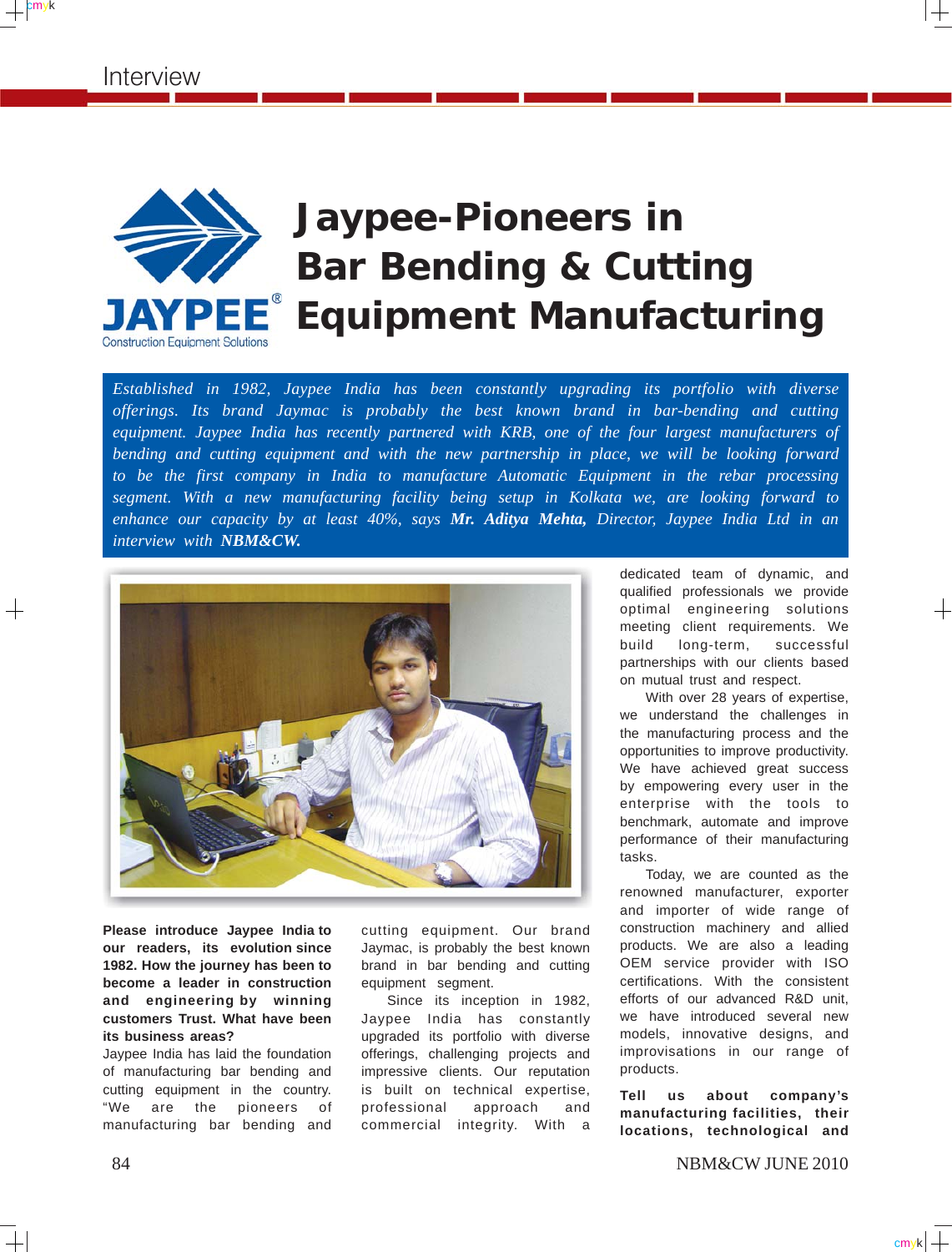# Jaypee-Pioneers in Bar Bending & Cutting Equipment Manufacturing

*Established in 1982, Jaypee India has been constantly upgrading its portfolio with diverse offerings. Its brand Jaymac is probably the best known brand in bar-bending and cutting equipment. Jaypee India has recently partnered with KRB, one of the four largest manufacturers of bending and cutting equipment and with the new partnership in place, we will be looking forward to be the first company in India to manufacture Automatic Equipment in the rebar processing segment. With a new manufacturing facility being setup in Kolkata we, are looking forward to enhance our capacity by at least 40%, says* ***Mr. Aditya Mehta,*** *Director, Jaypee India Ltd in an interview with* ***NBM&CW.***

**Please introduce Jaypee India to our readers, its evolution since 1982. How the journey has been to become a leader in construction and engineering by winning customers Trust. What have been its business areas?**

Jaypee India has laid the foundation of manufacturing bar bending and cutting equipment in the country. "We are the pioneers of manufacturing bar bending and cutting equipment. Our brand Jaymac, is probably the best known brand in bar bending and cutting equipment segment.

Since its inception in 1982, Jaypee India has constantly upgraded its portfolio with diverse offerings, challenging projects and impressive clients. Our reputation is built on technical expertise, professional approach and commercial integrity. With a dedicated team of dynamic, and qualified professionals we provide optimal engineering solutions meeting client requirements. We build long-term, successful partnerships with our clients based on mutual trust and respect.

With over 28 years of expertise, we understand the challenges in the manufacturing process and the opportunities to improve productivity. We have achieved great success by empowering every user in the enterprise with the tools to benchmark, automate and improve performance of their manufacturing tasks.

Today, we are counted as the renowned manufacturer, exporter and importer of wide range of construction machinery and allied products. We are also a leading OEM service provider with ISO certifications. With the consistent efforts of our advanced R&D unit, we have introduced several new models, innovative designs, and improvisations in our range of products.

**Tell us about company's manufacturing facilities, their locations, technological and**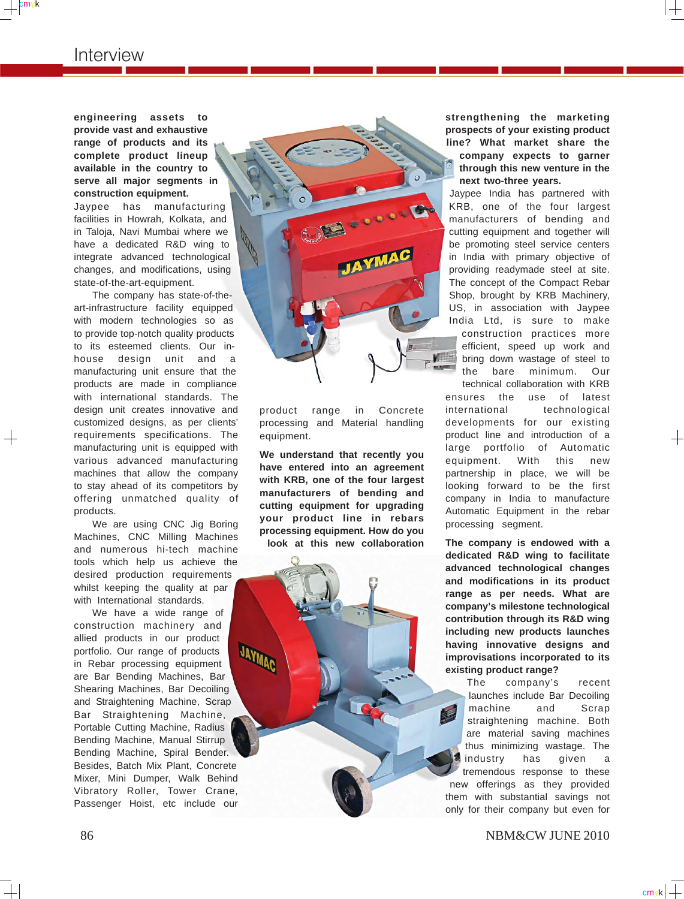**engineering assets to provide vast and exhaustive range of products and its complete product lineup available in the country to serve all major segments in construction equipment.**

Jaypee has manufacturing facilities in Howrah, Kolkata, and in Taloja, Navi Mumbai where we have a dedicated R&D wing to integrate advanced technological changes, and modifications, using state-of-the-art-equipment.

The company has state-of-the-art-infrastructure facility equipped with modern technologies so as to provide top-notch quality products to its esteemed clients. Our in-house design unit and a manufacturing unit ensure that the products are made in compliance with international standards. The design unit creates innovative and customized designs, as per clients' requirements specifications. The manufacturing unit is equipped with various advanced manufacturing machines that allow the company to stay ahead of its competitors by offering unmatched quality of products.

We are using CNC Jig Boring Machines, CNC Milling Machines and numerous hi-tech machine tools which help us achieve the desired production requirements whilst keeping the quality at par with International standards.

We have a wide range of construction machinery and allied products in our product portfolio. Our range of products in Rebar processing equipment are Bar Bending Machines, Bar Shearing Machines, Bar Decoiling and Straightening Machine, Scrap Bar Straightening Machine, Portable Cutting Machine, Radius Bending Machine, Manual Stirrup Bending Machine, Spiral Bender. Besides, Batch Mix Plant, Concrete Mixer, Mini Dumper, Walk Behind Vibratory Roller, Tower Crane, Passenger Hoist, etc include our product range in Concrete processing and Material handling equipment.

**We understand that recently you have entered into an agreement with KRB, one of the four largest manufacturers of bending and cutting equipment for upgrading your product line in rebars processing equipment. How do you look at this new collaboration strengthening the marketing prospects of your existing product line? What market share the company expects to garner through this new venture in the next two-three years.**

Jaypee India has partnered with KRB, one of the four largest manufacturers of bending and cutting equipment and together will be promoting steel service centers in India with primary objective of providing readymade steel at site. The concept of the Compact Rebar Shop, brought by KRB Machinery, US, in association with Jaypee India Ltd, is sure to make construction practices more efficient, speed up work and bring down wastage of steel to the bare minimum. Our technical collaboration with KRB ensures the use of latest international technological developments for our existing product line and introduction of a large portfolio of Automatic equipment. With this new partnership in place, we will be looking forward to be the first company in India to manufacture Automatic Equipment in the rebar processing segment.

**The company is endowed with a dedicated R&D wing to facilitate advanced technological changes and modifications in its product range as per needs. What are company's milestone technological contribution through its R&D wing including new products launches having innovative designs and improvisations incorporated to its existing product range?**

The company's recent launches include Bar Decoiling machine and Scrap straightening machine. Both are material saving machines thus minimizing wastage. The industry has given a tremendous response to these new offerings as they provided them with substantial savings not only for their company but even for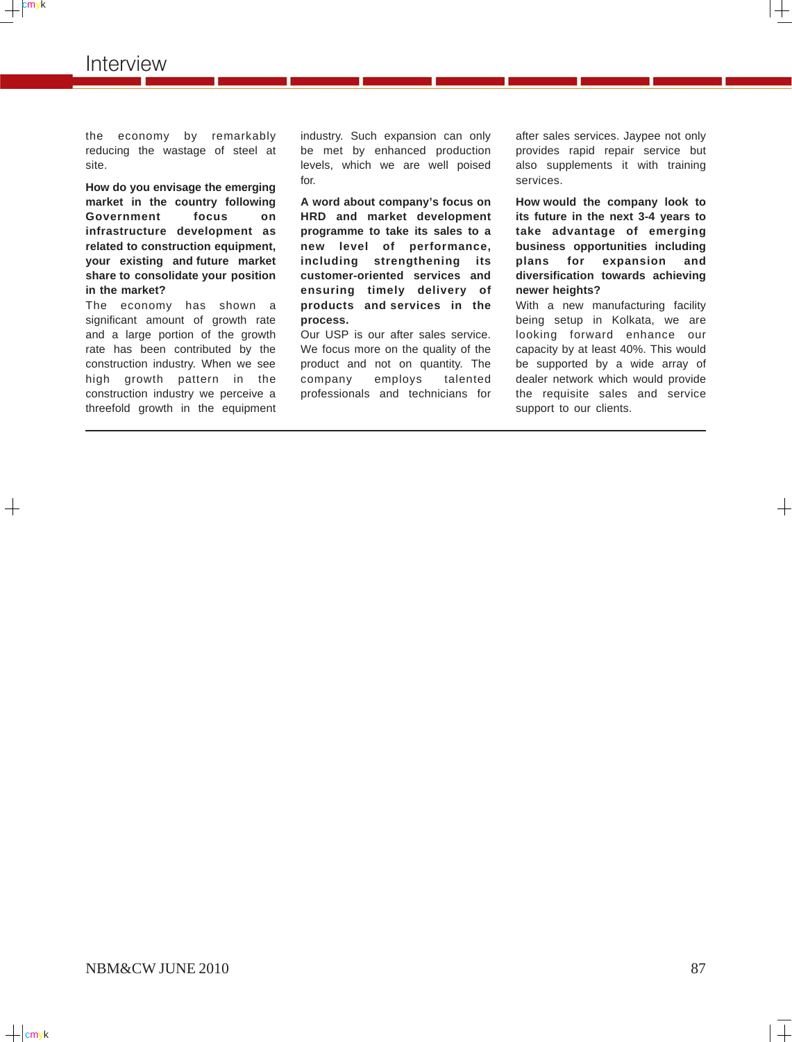the economy by remarkably reducing the wastage of steel at site.

**How do you envisage the emerging market in the country following Government focus on infrastructure development as related to construction equipment, your existing and future market share to consolidate your position in the market?**

The economy has shown a significant amount of growth rate and a large portion of the growth rate has been contributed by the construction industry. When we see high growth pattern in the construction industry we perceive a threefold growth in the equipment industry. Such expansion can only be met by enhanced production levels, which we are well poised for.

**A word about company's focus on HRD and market development programme to take its sales to a new level of performance, including strengthening its customer-oriented services and ensuring timely delivery of products and services in the process.**

Our USP is our after sales service. We focus more on the quality of the product and not on quantity. The company employs talented professionals and technicians for after sales services. Jaypee not only provides rapid repair service but also supplements it with training services.

**How would the company look to its future in the next 3-4 years to take advantage of emerging business opportunities including plans for expansion and diversification towards achieving newer heights?**

With a new manufacturing facility being setup in Kolkata, we are looking forward enhance our capacity by at least 40%. This would be supported by a wide array of dealer network which would provide the requisite sales and service support to our clients.